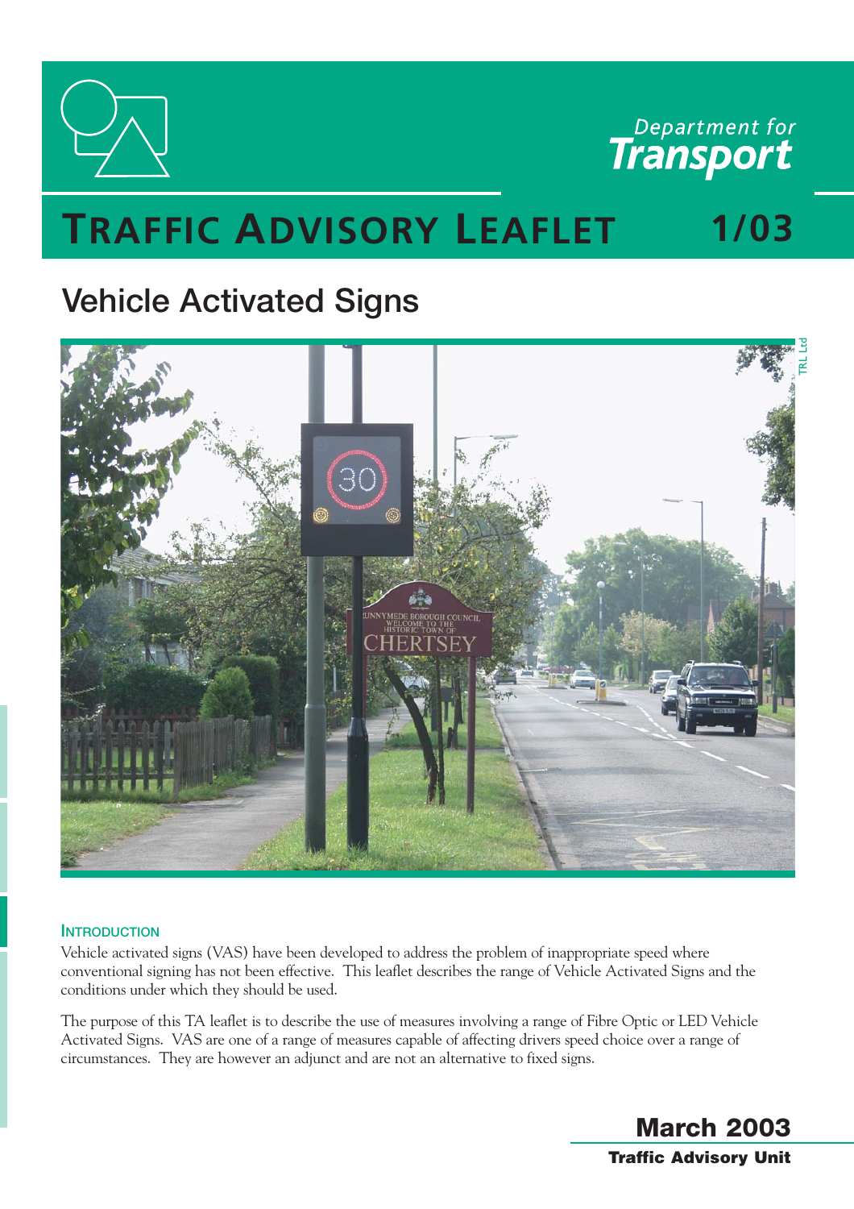Department for Transport

# TRAFFIC ADVISORY LEAFLET 1/03

## Vehicle Activated Signs

### INTRODUCTION

Vehicle activated signs (VAS) have been developed to address the problem of inappropriate speed where conventional signing has not been effective. This leaflet describes the range of Vehicle Activated Signs and the conditions under which they should be used.

The purpose of this TA leaflet is to describe the use of measures involving a range of Fibre Optic or LED Vehicle Activated Signs. VAS are one of a range of measures capable of affecting drivers speed choice over a range of circumstances. They are however an adjunct and are not an alternative to fixed signs.

**March 2003**

**Traffic Advisory Unit**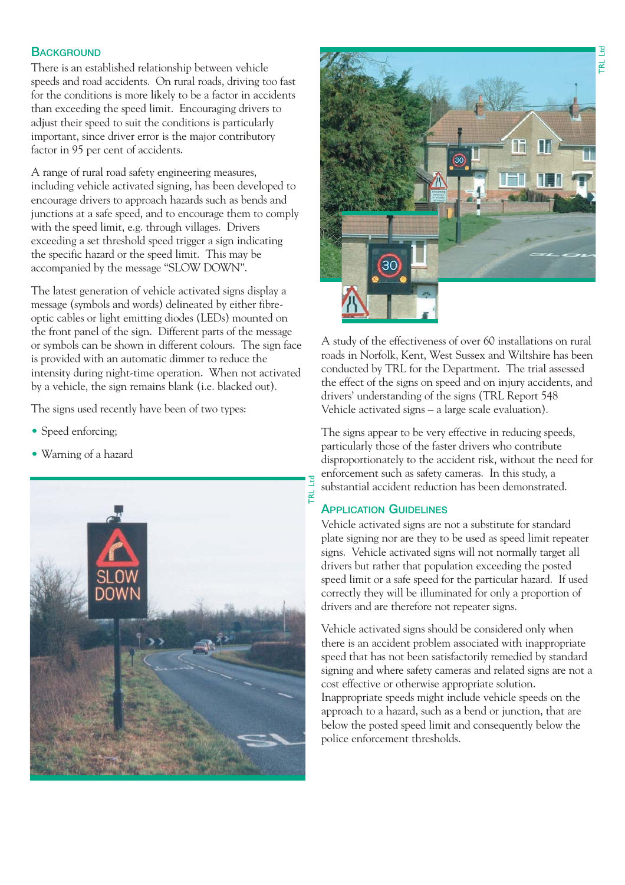## Background

There is an established relationship between vehicle speeds and road accidents. On rural roads, driving too fast for the conditions is more likely to be a factor in accidents than exceeding the speed limit. Encouraging drivers to adjust their speed to suit the conditions is particularly important, since driver error is the major contributory factor in 95 per cent of accidents.

A range of rural road safety engineering measures, including vehicle activated signing, has been developed to encourage drivers to approach hazards such as bends and junctions at a safe speed, and to encourage them to comply with the speed limit, e.g. through villages. Drivers exceeding a set threshold speed trigger a sign indicating the specific hazard or the speed limit. This may be accompanied by the message "SLOW DOWN".

The latest generation of vehicle activated signs display a message (symbols and words) delineated by either fibre-optic cables or light emitting diodes (LEDs) mounted on the front panel of the sign. Different parts of the message or symbols can be shown in different colours. The sign face is provided with an automatic dimmer to reduce the intensity during night-time operation. When not activated by a vehicle, the sign remains blank (i.e. blacked out).

The signs used recently have been of two types:

- Speed enforcing;
- Warning of a hazard

A study of the effectiveness of over 60 installations on rural roads in Norfolk, Kent, West Sussex and Wiltshire has been conducted by TRL for the Department. The trial assessed the effect of the signs on speed and on injury accidents, and drivers' understanding of the signs (TRL Report 548 Vehicle activated signs – a large scale evaluation).

The signs appear to be very effective in reducing speeds, particularly those of the faster drivers who contribute disproportionately to the accident risk, without the need for enforcement such as safety cameras. In this study, a substantial accident reduction has been demonstrated.

## Application Guidelines

Vehicle activated signs are not a substitute for standard plate signing nor are they to be used as speed limit repeater signs. Vehicle activated signs will not normally target all drivers but rather that population exceeding the posted speed limit or a safe speed for the particular hazard. If used correctly they will be illuminated for only a proportion of drivers and are therefore not repeater signs.

Vehicle activated signs should be considered only when there is an accident problem associated with inappropriate speed that has not been satisfactorily remedied by standard signing and where safety cameras and related signs are not a cost effective or otherwise appropriate solution. Inappropriate speeds might include vehicle speeds on the approach to a hazard, such as a bend or junction, that are below the posted speed limit and consequently below the police enforcement thresholds.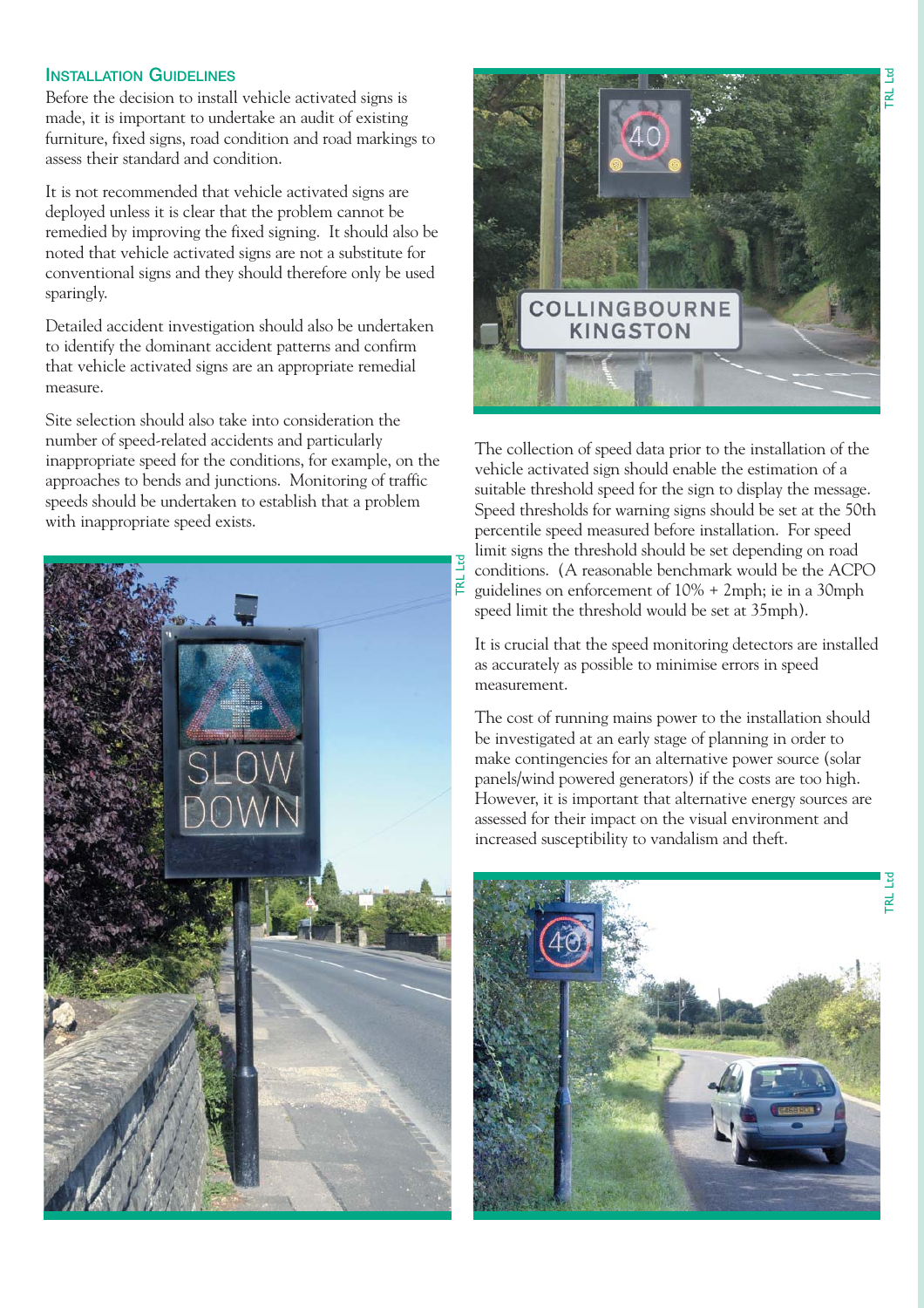## Installation Guidelines

Before the decision to install vehicle activated signs is made, it is important to undertake an audit of existing furniture, fixed signs, road condition and road markings to assess their standard and condition.

It is not recommended that vehicle activated signs are deployed unless it is clear that the problem cannot be remedied by improving the fixed signing. It should also be noted that vehicle activated signs are not a substitute for conventional signs and they should therefore only be used sparingly.

Detailed accident investigation should also be undertaken to identify the dominant accident patterns and confirm that vehicle activated signs are an appropriate remedial measure.

Site selection should also take into consideration the number of speed-related accidents and particularly inappropriate speed for the conditions, for example, on the approaches to bends and junctions. Monitoring of traffic speeds should be undertaken to establish that a problem with inappropriate speed exists.

The collection of speed data prior to the installation of the vehicle activated sign should enable the estimation of a suitable threshold speed for the sign to display the message. Speed thresholds for warning signs should be set at the 50th percentile speed measured before installation. For speed limit signs the threshold should be set depending on road conditions. (A reasonable benchmark would be the ACPO guidelines on enforcement of 10% + 2mph; ie in a 30mph speed limit the threshold would be set at 35mph).

It is crucial that the speed monitoring detectors are installed as accurately as possible to minimise errors in speed measurement.

The cost of running mains power to the installation should be investigated at an early stage of planning in order to make contingencies for an alternative power source (solar panels/wind powered generators) if the costs are too high. However, it is important that alternative energy sources are assessed for their impact on the visual environment and increased susceptibility to vandalism and theft.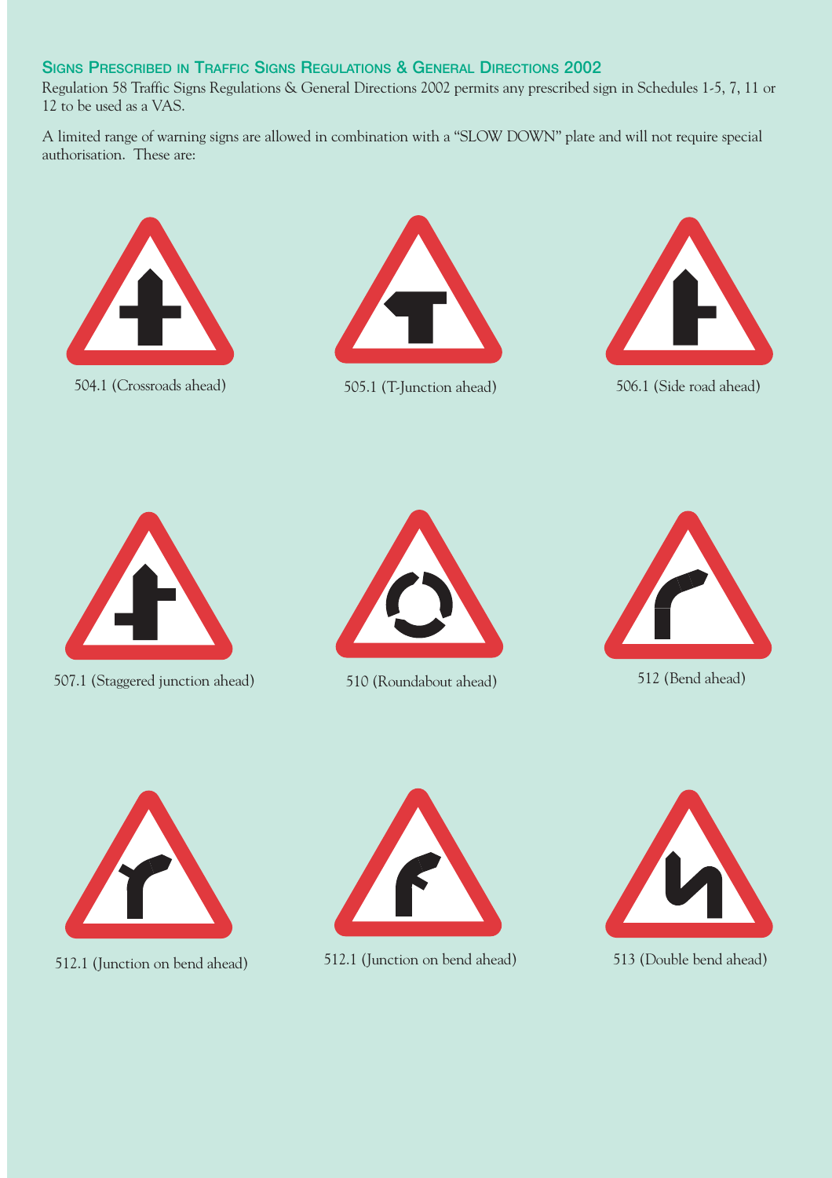## Signs Prescribed in Traffic Signs Regulations & General Directions 2002

Regulation 58 Traffic Signs Regulations & General Directions 2002 permits any prescribed sign in Schedules 1-5, 7, 11 or 12 to be used as a VAS.

A limited range of warning signs are allowed in combination with a "SLOW DOWN" plate and will not require special authorisation. These are:

504.1 (Crossroads ahead)

505.1 (T-Junction ahead)

506.1 (Side road ahead)

507.1 (Staggered junction ahead)

510 (Roundabout ahead)

512 (Bend ahead)

512.1 (Junction on bend ahead)

512.1 (Junction on bend ahead)

513 (Double bend ahead)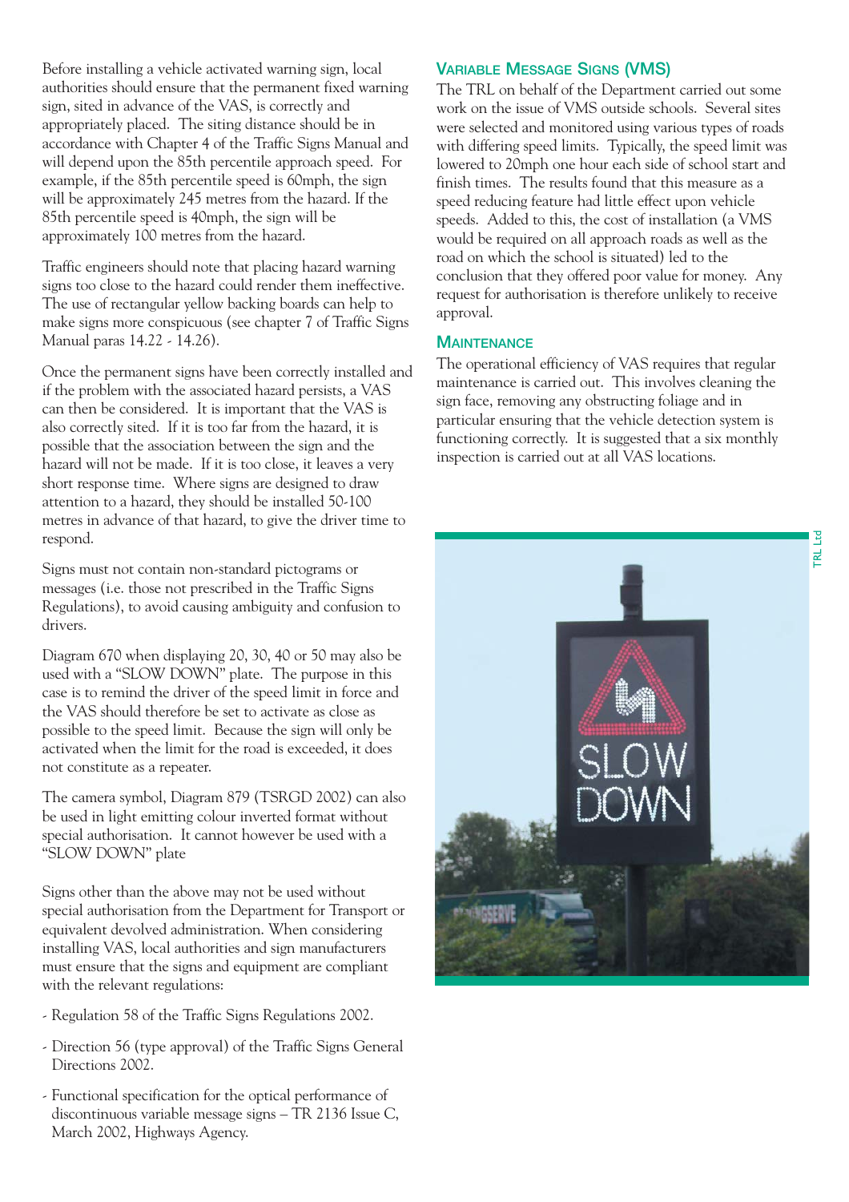Before installing a vehicle activated warning sign, local authorities should ensure that the permanent fixed warning sign, sited in advance of the VAS, is correctly and appropriately placed. The siting distance should be in accordance with Chapter 4 of the Traffic Signs Manual and will depend upon the 85th percentile approach speed. For example, if the 85th percentile speed is 60mph, the sign will be approximately 245 metres from the hazard. If the 85th percentile speed is 40mph, the sign will be approximately 100 metres from the hazard.

Traffic engineers should note that placing hazard warning signs too close to the hazard could render them ineffective. The use of rectangular yellow backing boards can help to make signs more conspicuous (see chapter 7 of Traffic Signs Manual paras 14.22 - 14.26).

Once the permanent signs have been correctly installed and if the problem with the associated hazard persists, a VAS can then be considered. It is important that the VAS is also correctly sited. If it is too far from the hazard, it is possible that the association between the sign and the hazard will not be made. If it is too close, it leaves a very short response time. Where signs are designed to draw attention to a hazard, they should be installed 50-100 metres in advance of that hazard, to give the driver time to respond.

Signs must not contain non-standard pictograms or messages (i.e. those not prescribed in the Traffic Signs Regulations), to avoid causing ambiguity and confusion to drivers.

Diagram 670 when displaying 20, 30, 40 or 50 may also be used with a "SLOW DOWN" plate. The purpose in this case is to remind the driver of the speed limit in force and the VAS should therefore be set to activate as close as possible to the speed limit. Because the sign will only be activated when the limit for the road is exceeded, it does not constitute as a repeater.

The camera symbol, Diagram 879 (TSRGD 2002) can also be used in light emitting colour inverted format without special authorisation. It cannot however be used with a "SLOW DOWN" plate

Signs other than the above may not be used without special authorisation from the Department for Transport or equivalent devolved administration. When considering installing VAS, local authorities and sign manufacturers must ensure that the signs and equipment are compliant with the relevant regulations:

- Regulation 58 of the Traffic Signs Regulations 2002.
- Direction 56 (type approval) of the Traffic Signs General Directions 2002.
- Functional specification for the optical performance of discontinuous variable message signs – TR 2136 Issue C, March 2002, Highways Agency.

## Variable Message Signs (VMS)

The TRL on behalf of the Department carried out some work on the issue of VMS outside schools. Several sites were selected and monitored using various types of roads with differing speed limits. Typically, the speed limit was lowered to 20mph one hour each side of school start and finish times. The results found that this measure as a speed reducing feature had little effect upon vehicle speeds. Added to this, the cost of installation (a VMS would be required on all approach roads as well as the road on which the school is situated) led to the conclusion that they offered poor value for money. Any request for authorisation is therefore unlikely to receive approval.

## Maintenance

The operational efficiency of VAS requires that regular maintenance is carried out. This involves cleaning the sign face, removing any obstructing foliage and in particular ensuring that the vehicle detection system is functioning correctly. It is suggested that a six monthly inspection is carried out at all VAS locations.

TRL Ltd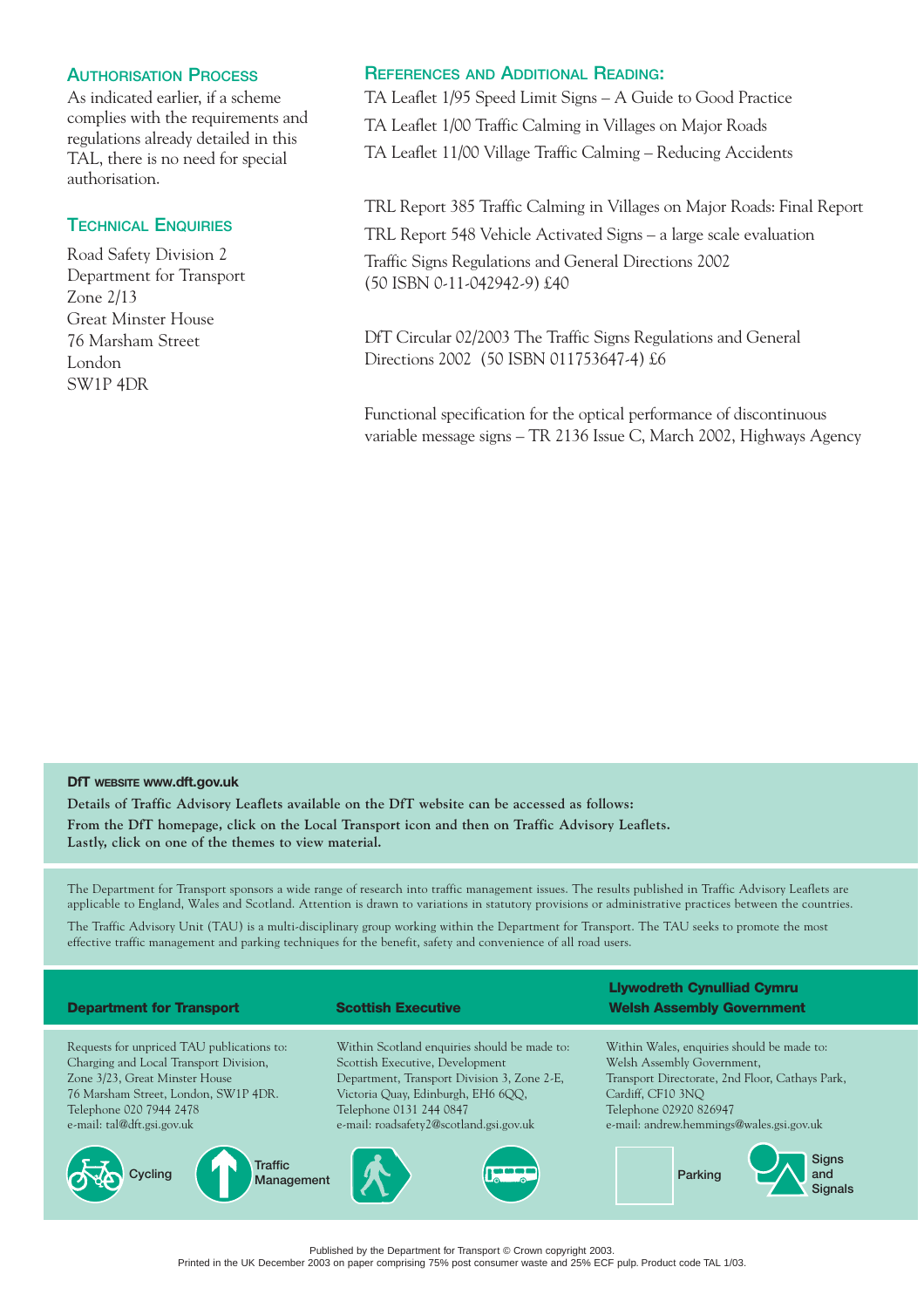## Authorisation Process

As indicated earlier, if a scheme complies with the requirements and regulations already detailed in this TAL, there is no need for special authorisation.

## Technical Enquiries

Road Safety Division 2
Department for Transport
Zone 2/13
Great Minster House
76 Marsham Street
London
SW1P 4DR

## References and Additional Reading:

TA Leaflet 1/95 Speed Limit Signs – A Guide to Good Practice

TA Leaflet 1/00 Traffic Calming in Villages on Major Roads

TA Leaflet 11/00 Village Traffic Calming – Reducing Accidents

TRL Report 385 Traffic Calming in Villages on Major Roads: Final Report

TRL Report 548 Vehicle Activated Signs – a large scale evaluation

Traffic Signs Regulations and General Directions 2002
(50 ISBN 0-11-042942-9) £40

DfT Circular 02/2003 The Traffic Signs Regulations and General Directions 2002 (50 ISBN 011753647-4) £6

Functional specification for the optical performance of discontinuous variable message signs – TR 2136 Issue C, March 2002, Highways Agency

**DfT website www.dft.gov.uk**

**Details of Traffic Advisory Leaflets available on the DfT website can be accessed as follows:**
**From the DfT homepage, click on the Local Transport icon and then on Traffic Advisory Leaflets.**
**Lastly, click on one of the themes to view material.**

The Department for Transport sponsors a wide range of research into traffic management issues. The results published in Traffic Advisory Leaflets are applicable to England, Wales and Scotland. Attention is drawn to variations in statutory provisions or administrative practices between the countries.

The Traffic Advisory Unit (TAU) is a multi-disciplinary group working within the Department for Transport. The TAU seeks to promote the most effective traffic management and parking techniques for the benefit, safety and convenience of all road users.

**Department for Transport**

Requests for unpriced TAU publications to:
Charging and Local Transport Division,
Zone 3/23, Great Minster House
76 Marsham Street, London, SW1P 4DR.
Telephone 020 7944 2478
e-mail: tal@dft.gsi.gov.uk

**Scottish Executive**

Within Scotland enquiries should be made to:
Scottish Executive, Development Department, Transport Division 3, Zone 2-E,
Victoria Quay, Edinburgh, EH6 6QQ,
Telephone 0131 244 0847
e-mail: roadsafety2@scotland.gsi.gov.uk

**Llywodreth Cynulliad Cymru**
**Welsh Assembly Government**

Within Wales, enquiries should be made to:
Welsh Assembly Government,
Transport Directorate, 2nd Floor, Cathays Park,
Cardiff, CF10 3NQ
Telephone 02920 826947
e-mail: andrew.hemmings@wales.gsi.gov.uk

Cycling | Traffic Management | Parking | Signs and Signals

Published by the Department for Transport © Crown copyright 2003.
Printed in the UK December 2003 on paper comprising 75% post consumer waste and 25% ECF pulp. Product code TAL 1/03.